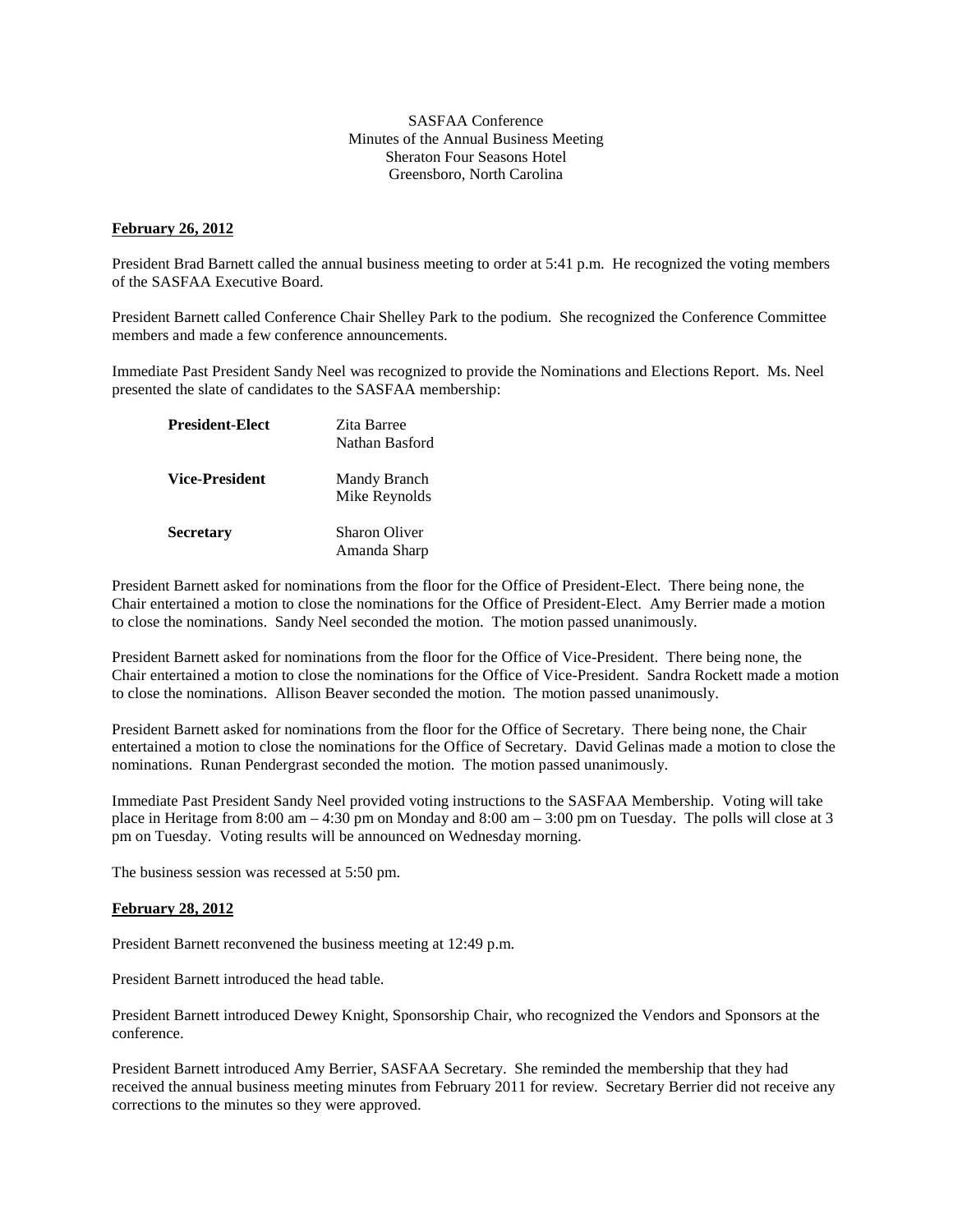SASFAA Conference
Minutes of the Annual Business Meeting
Sheraton Four Seasons Hotel
Greensboro, North Carolina

**February 26, 2012**

President Brad Barnett called the annual business meeting to order at 5:41 p.m. He recognized the voting members of the SASFAA Executive Board.

President Barnett called Conference Chair Shelley Park to the podium. She recognized the Conference Committee members and made a few conference announcements.

Immediate Past President Sandy Neel was recognized to provide the Nominations and Elections Report. Ms. Neel presented the slate of candidates to the SASFAA membership:

| | |
|---|---|
| **President-Elect** | Zita Barree<br>Nathan Basford |
| **Vice-President** | Mandy Branch<br>Mike Reynolds |
| **Secretary** | Sharon Oliver<br>Amanda Sharp |

President Barnett asked for nominations from the floor for the Office of President-Elect. There being none, the Chair entertained a motion to close the nominations for the Office of President-Elect. Amy Berrier made a motion to close the nominations. Sandy Neel seconded the motion. The motion passed unanimously.

President Barnett asked for nominations from the floor for the Office of Vice-President. There being none, the Chair entertained a motion to close the nominations for the Office of Vice-President. Sandra Rockett made a motion to close the nominations. Allison Beaver seconded the motion. The motion passed unanimously.

President Barnett asked for nominations from the floor for the Office of Secretary. There being none, the Chair entertained a motion to close the nominations for the Office of Secretary. David Gelinas made a motion to close the nominations. Runan Pendergrast seconded the motion. The motion passed unanimously.

Immediate Past President Sandy Neel provided voting instructions to the SASFAA Membership. Voting will take place in Heritage from 8:00 am – 4:30 pm on Monday and 8:00 am – 3:00 pm on Tuesday. The polls will close at 3 pm on Tuesday. Voting results will be announced on Wednesday morning.

The business session was recessed at 5:50 pm.

**February 28, 2012**

President Barnett reconvened the business meeting at 12:49 p.m.

President Barnett introduced the head table.

President Barnett introduced Dewey Knight, Sponsorship Chair, who recognized the Vendors and Sponsors at the conference.

President Barnett introduced Amy Berrier, SASFAA Secretary. She reminded the membership that they had received the annual business meeting minutes from February 2011 for review. Secretary Berrier did not receive any corrections to the minutes so they were approved.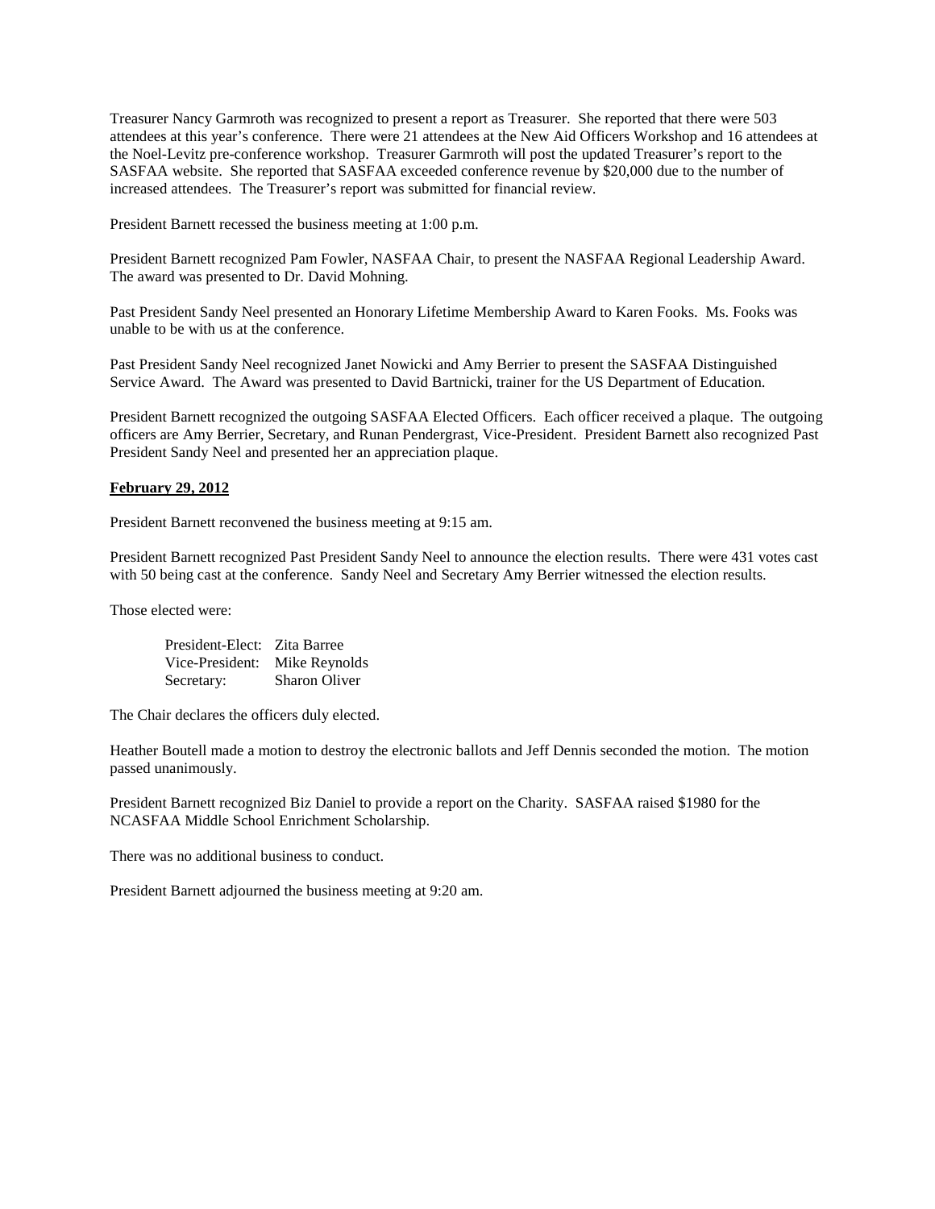Treasurer Nancy Garmroth was recognized to present a report as Treasurer. She reported that there were 503 attendees at this year's conference. There were 21 attendees at the New Aid Officers Workshop and 16 attendees at the Noel-Levitz pre-conference workshop. Treasurer Garmroth will post the updated Treasurer's report to the SASFAA website. She reported that SASFAA exceeded conference revenue by $20,000 due to the number of increased attendees. The Treasurer's report was submitted for financial review.

President Barnett recessed the business meeting at 1:00 p.m.

President Barnett recognized Pam Fowler, NASFAA Chair, to present the NASFAA Regional Leadership Award. The award was presented to Dr. David Mohning.

Past President Sandy Neel presented an Honorary Lifetime Membership Award to Karen Fooks. Ms. Fooks was unable to be with us at the conference.

Past President Sandy Neel recognized Janet Nowicki and Amy Berrier to present the SASFAA Distinguished Service Award. The Award was presented to David Bartnicki, trainer for the US Department of Education.

President Barnett recognized the outgoing SASFAA Elected Officers. Each officer received a plaque. The outgoing officers are Amy Berrier, Secretary, and Runan Pendergrast, Vice-President. President Barnett also recognized Past President Sandy Neel and presented her an appreciation plaque.

**February 29, 2012**

President Barnett reconvened the business meeting at 9:15 am.

President Barnett recognized Past President Sandy Neel to announce the election results. There were 431 votes cast with 50 being cast at the conference. Sandy Neel and Secretary Amy Berrier witnessed the election results.

Those elected were:

| | |
|---|---|
| President-Elect: | Zita Barree |
| Vice-President: | Mike Reynolds |
| Secretary: | Sharon Oliver |

The Chair declares the officers duly elected.

Heather Boutell made a motion to destroy the electronic ballots and Jeff Dennis seconded the motion. The motion passed unanimously.

President Barnett recognized Biz Daniel to provide a report on the Charity. SASFAA raised $1980 for the NCASFAA Middle School Enrichment Scholarship.

There was no additional business to conduct.

President Barnett adjourned the business meeting at 9:20 am.